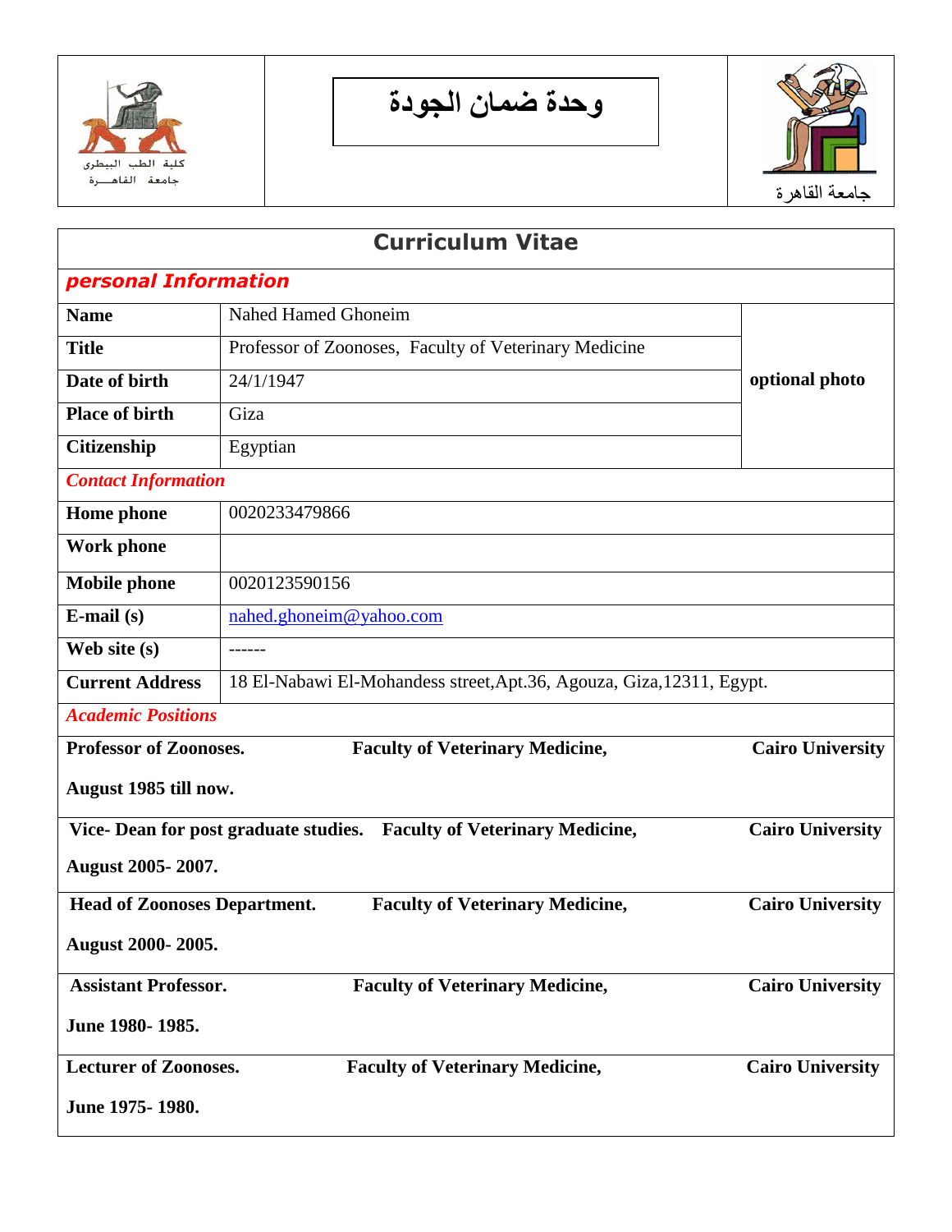كلية الطب البيطرى
جامعة القاهـــرة

**وحدة ضمان الجودة**

جامعة القاهرة

# Curriculum Vitae

## *personal Information*

| | | |
|---|---|---|
| **Name** | Nahed Hamed Ghoneim | **optional photo** |
| **Title** | Professor of Zoonoses, Faculty of Veterinary Medicine | |
| **Date of birth** | 24/1/1947 | |
| **Place of birth** | Giza | |
| **Citizenship** | Egyptian | |

## *Contact Information*

| | |
|---|---|
| **Home phone** | 0020233479866 |
| **Work phone** | |
| **Mobile phone** | 0020123590156 |
| **E-mail (s)** | nahed.ghoneim@yahoo.com |
| **Web site (s)** | ------ |
| **Current Address** | 18 El-Nabawi El-Mohandess street,Apt.36, Agouza, Giza,12311, Egypt. |

## *Academic Positions*

**Professor of Zoonoses.** **Faculty of Veterinary Medicine,** **Cairo University**

**August 1985 till now.**

**Vice- Dean for post graduate studies.** **Faculty of Veterinary Medicine,** **Cairo University**

**August 2005- 2007.**

**Head of Zoonoses Department.** **Faculty of Veterinary Medicine,** **Cairo University**

**August 2000- 2005.**

**Assistant Professor.** **Faculty of Veterinary Medicine,** **Cairo University**

**June 1980- 1985.**

**Lecturer of Zoonoses.** **Faculty of Veterinary Medicine,** **Cairo University**

**June 1975- 1980.**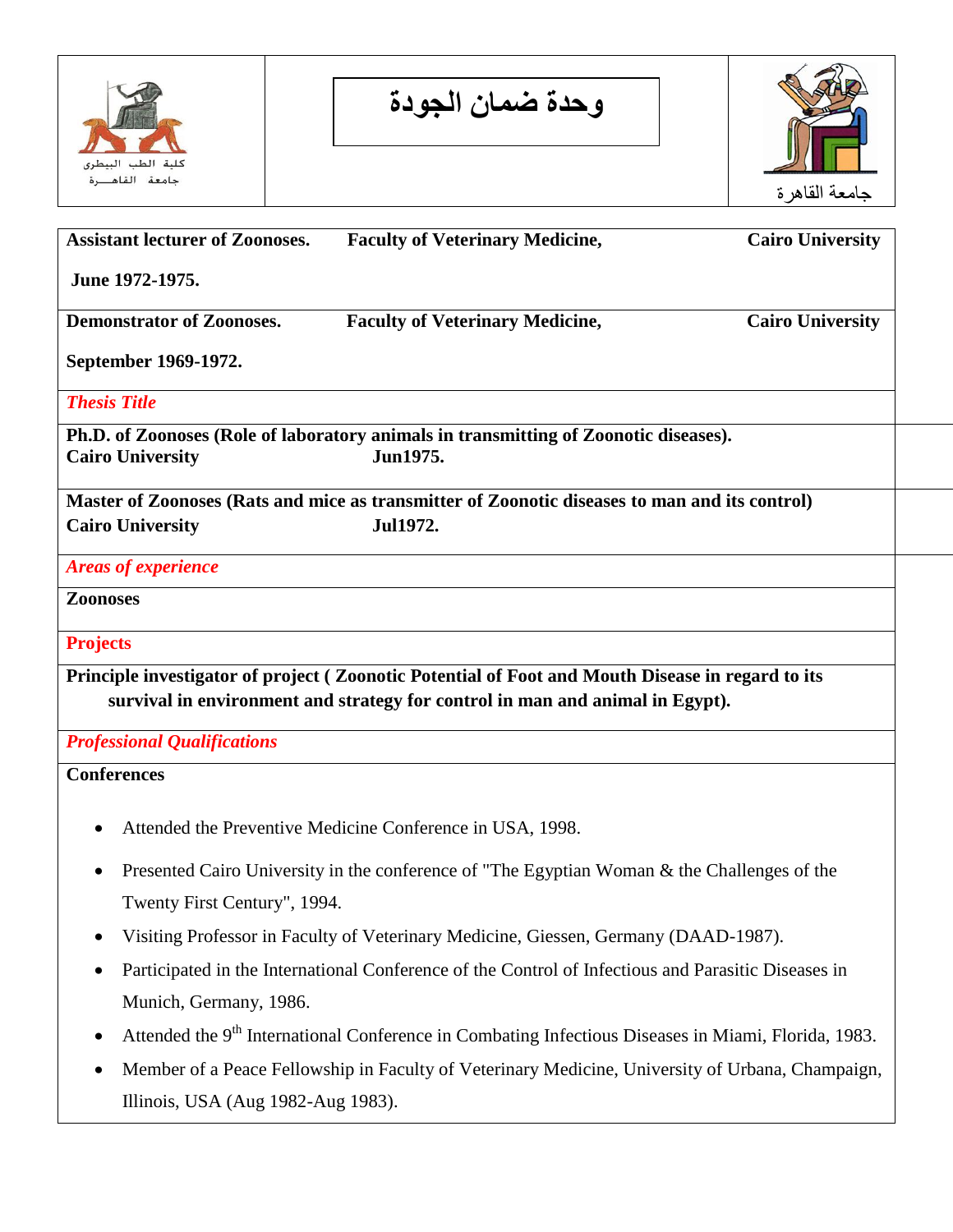وحدة ضمان الجودة

**Assistant lecturer of Zoonoses.** **Faculty of Veterinary Medicine,** **Cairo University**

**June 1972-1975.**

**Demonstrator of Zoonoses.** **Faculty of Veterinary Medicine,** **Cairo University**

**September 1969-1972.**

***Thesis Title***

**Ph.D. of Zoonoses (Role of laboratory animals in transmitting of Zoonotic diseases).**
**Cairo University** **Jun1975.**

**Master of Zoonoses (Rats and mice as transmitter of Zoonotic diseases to man and its control)**
**Cairo University** **Jul1972.**

***Areas of experience***

**Zoonoses**

**Projects**

**Principle investigator of project ( Zoonotic Potential of Foot and Mouth Disease in regard to its survival in environment and strategy for control in man and animal in Egypt).**

***Professional Qualifications***

**Conferences**

- Attended the Preventive Medicine Conference in USA, 1998.
- Presented Cairo University in the conference of "The Egyptian Woman & the Challenges of the Twenty First Century", 1994.
- Visiting Professor in Faculty of Veterinary Medicine, Giessen, Germany (DAAD-1987).
- Participated in the International Conference of the Control of Infectious and Parasitic Diseases in Munich, Germany, 1986.
- Attended the 9th International Conference in Combating Infectious Diseases in Miami, Florida, 1983.
- Member of a Peace Fellowship in Faculty of Veterinary Medicine, University of Urbana, Champaign, Illinois, USA (Aug 1982-Aug 1983).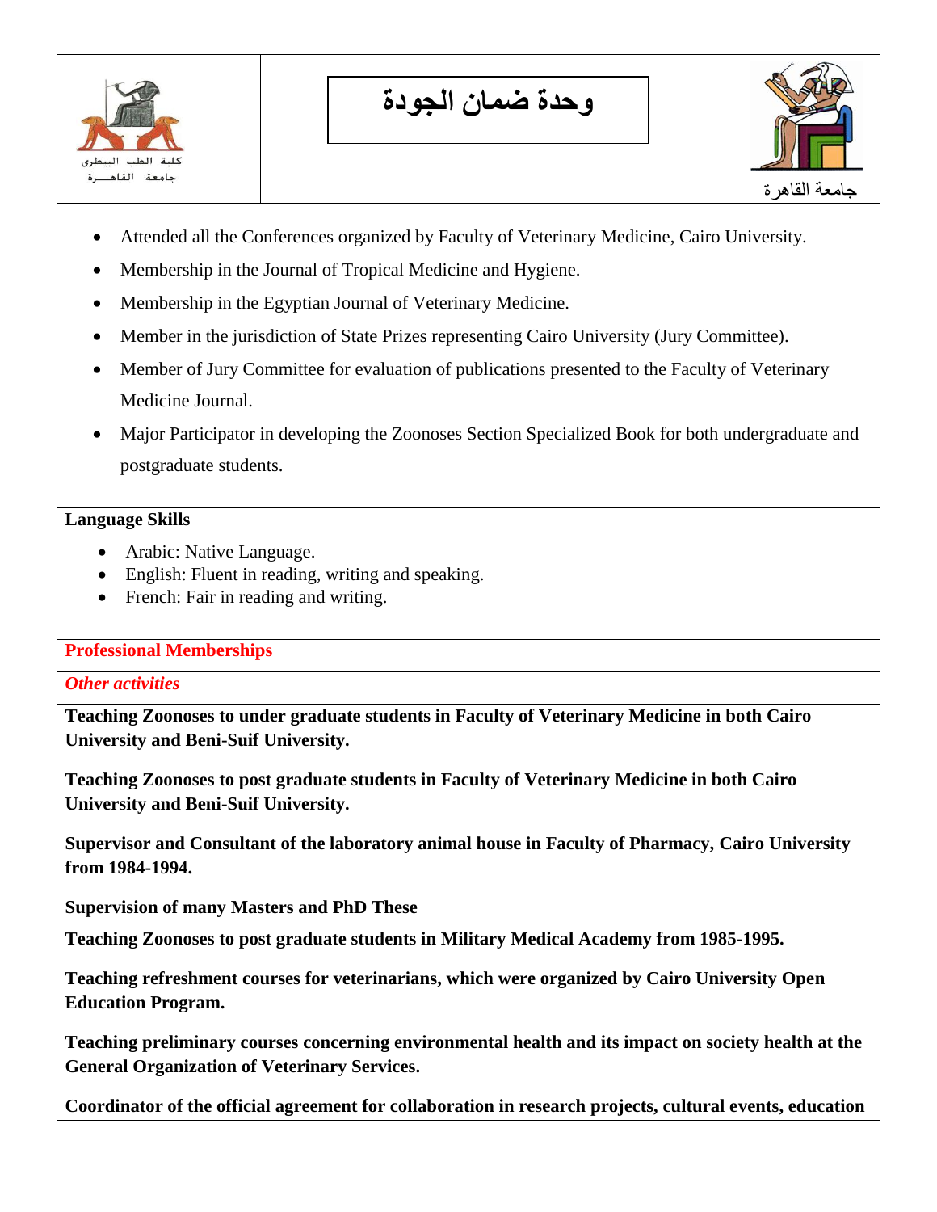- Attended all the Conferences organized by Faculty of Veterinary Medicine, Cairo University.
- Membership in the Journal of Tropical Medicine and Hygiene.
- Membership in the Egyptian Journal of Veterinary Medicine.
- Member in the jurisdiction of State Prizes representing Cairo University (Jury Committee).
- Member of Jury Committee for evaluation of publications presented to the Faculty of Veterinary Medicine Journal.
- Major Participator in developing the Zoonoses Section Specialized Book for both undergraduate and postgraduate students.

**Language Skills**

- Arabic: Native Language.
- English: Fluent in reading, writing and speaking.
- French: Fair in reading and writing.

**Professional Memberships**

***Other activities***

**Teaching Zoonoses to under graduate students in Faculty of Veterinary Medicine in both Cairo University and Beni-Suif University.**

**Teaching Zoonoses to post graduate students in Faculty of Veterinary Medicine in both Cairo University and Beni-Suif University.**

**Supervisor and Consultant of the laboratory animal house in Faculty of Pharmacy, Cairo University from 1984-1994.**

**Supervision of many Masters and PhD These**

**Teaching Zoonoses to post graduate students in Military Medical Academy from 1985-1995.**

**Teaching refreshment courses for veterinarians, which were organized by Cairo University Open Education Program.**

**Teaching preliminary courses concerning environmental health and its impact on society health at the General Organization of Veterinary Services.**

**Coordinator of the official agreement for collaboration in research projects, cultural events, education**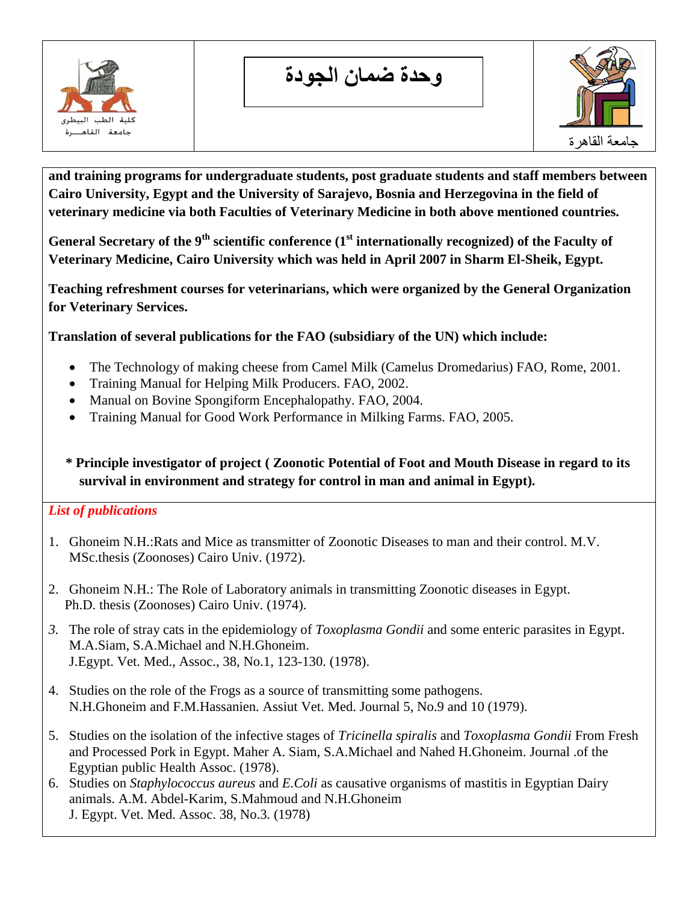**and training programs for undergraduate students, post graduate students and staff members between Cairo University, Egypt and the University of Sarajevo, Bosnia and Herzegovina in the field of veterinary medicine via both Faculties of Veterinary Medicine in both above mentioned countries.**

**General Secretary of the 9th scientific conference (1st internationally recognized) of the Faculty of Veterinary Medicine, Cairo University which was held in April 2007 in Sharm El-Sheik, Egypt.**

**Teaching refreshment courses for veterinarians, which were organized by the General Organization for Veterinary Services.**

**Translation of several publications for the FAO (subsidiary of the UN) which include:**

- The Technology of making cheese from Camel Milk (Camelus Dromedarius) FAO, Rome, 2001.
- Training Manual for Helping Milk Producers. FAO, 2002.
- Manual on Bovine Spongiform Encephalopathy. FAO, 2004.
- Training Manual for Good Work Performance in Milking Farms. FAO, 2005.

**\* Principle investigator of project ( Zoonotic Potential of Foot and Mouth Disease in regard to its survival in environment and strategy for control in man and animal in Egypt).**

*List of publications*

1. Ghoneim N.H.:Rats and Mice as transmitter of Zoonotic Diseases to man and their control. M.V. MSc.thesis (Zoonoses) Cairo Univ. (1972).

2. Ghoneim N.H.: The Role of Laboratory animals in transmitting Zoonotic diseases in Egypt. Ph.D. thesis (Zoonoses) Cairo Univ. (1974).

3. The role of stray cats in the epidemiology of *Toxoplasma Gondii* and some enteric parasites in Egypt. M.A.Siam, S.A.Michael and N.H.Ghoneim. J.Egypt. Vet. Med., Assoc., 38, No.1, 123-130. (1978).

4. Studies on the role of the Frogs as a source of transmitting some pathogens. N.H.Ghoneim and F.M.Hassanien. Assiut Vet. Med. Journal 5, No.9 and 10 (1979).

5. Studies on the isolation of the infective stages of *Tricinella spiralis* and *Toxoplasma Gondii* From Fresh and Processed Pork in Egypt. Maher A. Siam, S.A.Michael and Nahed H.Ghoneim. Journal .of the Egyptian public Health Assoc. (1978).
6. Studies on *Staphylococcus aureus* and *E.Coli* as causative organisms of mastitis in Egyptian Dairy animals. A.M. Abdel-Karim, S.Mahmoud and N.H.Ghoneim J. Egypt. Vet. Med. Assoc. 38, No.3. (1978)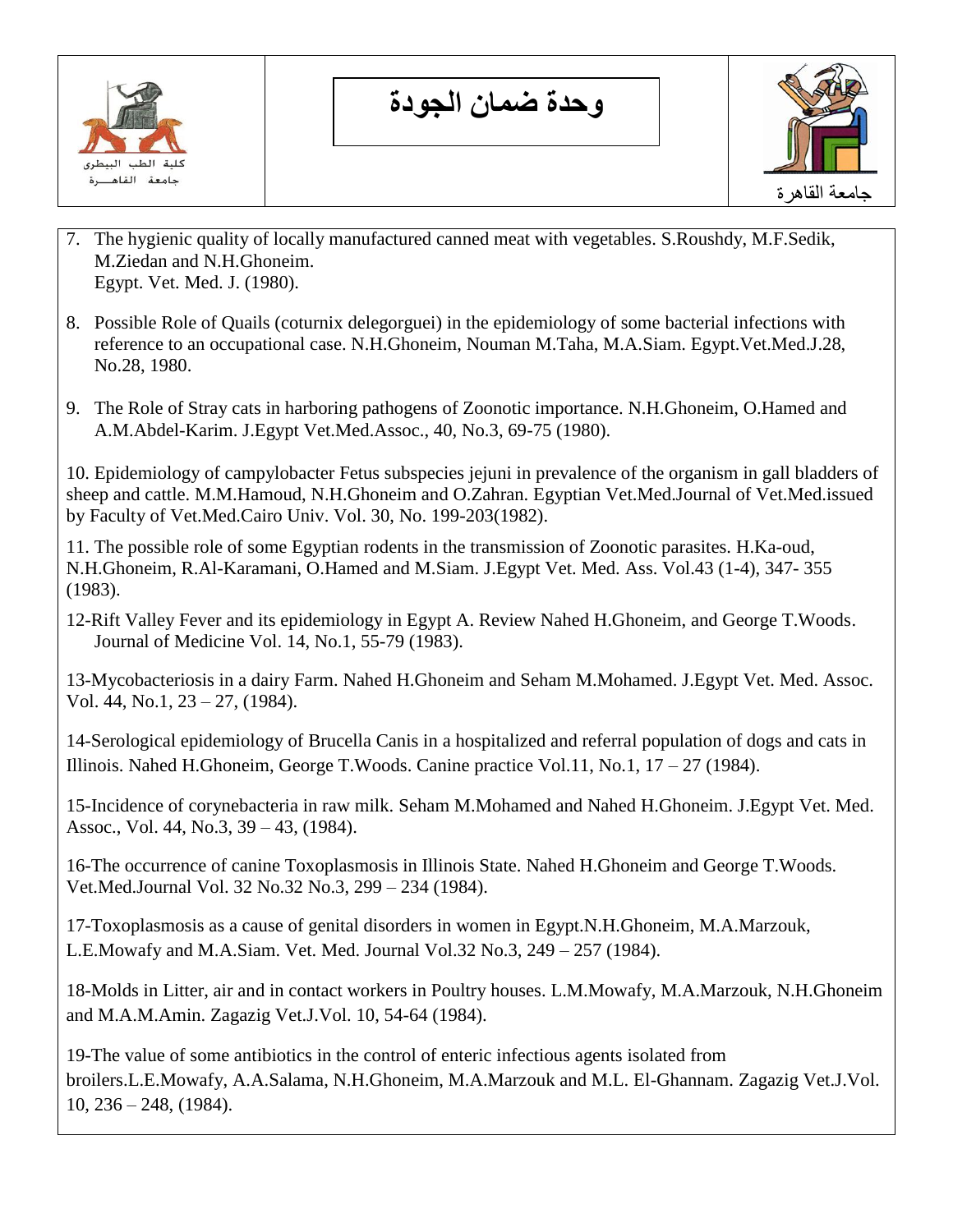7. The hygienic quality of locally manufactured canned meat with vegetables. S.Roushdy, M.F.Sedik, M.Ziedan and N.H.Ghoneim. Egypt. Vet. Med. J. (1980).

8. Possible Role of Quails (coturnix delegorguei) in the epidemiology of some bacterial infections with reference to an occupational case. N.H.Ghoneim, Nouman M.Taha, M.A.Siam. Egypt.Vet.Med.J.28, No.28, 1980.

9. The Role of Stray cats in harboring pathogens of Zoonotic importance. N.H.Ghoneim, O.Hamed and A.M.Abdel-Karim. J.Egypt Vet.Med.Assoc., 40, No.3, 69-75 (1980).

10. Epidemiology of campylobacter Fetus subspecies jejuni in prevalence of the organism in gall bladders of sheep and cattle. M.M.Hamoud, N.H.Ghoneim and O.Zahran. Egyptian Vet.Med.Journal of Vet.Med.issued by Faculty of Vet.Med.Cairo Univ. Vol. 30, No. 199-203(1982).

11. The possible role of some Egyptian rodents in the transmission of Zoonotic parasites. H.Ka-oud, N.H.Ghoneim, R.Al-Karamani, O.Hamed and M.Siam. J.Egypt Vet. Med. Ass. Vol.43 (1-4), 347- 355 (1983).

12-Rift Valley Fever and its epidemiology in Egypt A. Review Nahed H.Ghoneim, and George T.Woods. Journal of Medicine Vol. 14, No.1, 55-79 (1983).

13-Mycobacteriosis in a dairy Farm. Nahed H.Ghoneim and Seham M.Mohamed. J.Egypt Vet. Med. Assoc. Vol. 44, No.1, 23 – 27, (1984).

14-Serological epidemiology of Brucella Canis in a hospitalized and referral population of dogs and cats in Illinois. Nahed H.Ghoneim, George T.Woods. Canine practice Vol.11, No.1, 17 – 27 (1984).

15-Incidence of corynebacteria in raw milk. Seham M.Mohamed and Nahed H.Ghoneim. J.Egypt Vet. Med. Assoc., Vol. 44, No.3, 39 – 43, (1984).

16-The occurrence of canine Toxoplasmosis in Illinois State. Nahed H.Ghoneim and George T.Woods. Vet.Med.Journal Vol. 32 No.32 No.3, 299 – 234 (1984).

17-Toxoplasmosis as a cause of genital disorders in women in Egypt.N.H.Ghoneim, M.A.Marzouk, L.E.Mowafy and M.A.Siam. Vet. Med. Journal Vol.32 No.3, 249 – 257 (1984).

18-Molds in Litter, air and in contact workers in Poultry houses. L.M.Mowafy, M.A.Marzouk, N.H.Ghoneim and M.A.M.Amin. Zagazig Vet.J.Vol. 10, 54-64 (1984).

19-The value of some antibiotics in the control of enteric infectious agents isolated from broilers.L.E.Mowafy, A.A.Salama, N.H.Ghoneim, M.A.Marzouk and M.L. El-Ghannam. Zagazig Vet.J.Vol. 10, 236 – 248, (1984).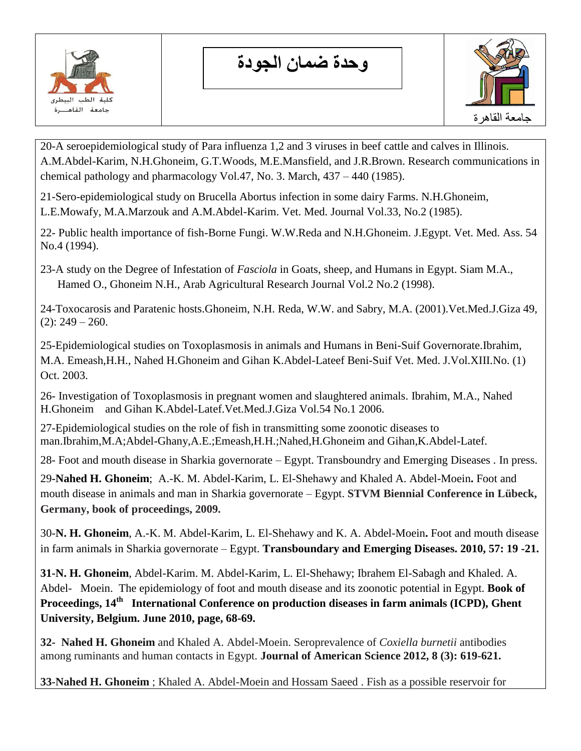20-A seroepidemiological study of Para influenza 1,2 and 3 viruses in beef cattle and calves in Illinois. A.M.Abdel-Karim, N.H.Ghoneim, G.T.Woods, M.E.Mansfield, and J.R.Brown. Research communications in chemical pathology and pharmacology Vol.47, No. 3. March, 437 – 440 (1985).

21-Sero-epidemiological study on Brucella Abortus infection in some dairy Farms. N.H.Ghoneim, L.E.Mowafy, M.A.Marzouk and A.M.Abdel-Karim. Vet. Med. Journal Vol.33, No.2 (1985).

22- Public health importance of fish-Borne Fungi. W.W.Reda and N.H.Ghoneim. J.Egypt. Vet. Med. Ass. 54 No.4 (1994).

23-A study on the Degree of Infestation of *Fasciola* in Goats, sheep, and Humans in Egypt. Siam M.A., Hamed O., Ghoneim N.H., Arab Agricultural Research Journal Vol.2 No.2 (1998).

24-Toxocarosis and Paratenic hosts.Ghoneim, N.H. Reda, W.W. and Sabry, M.A. (2001).Vet.Med.J.Giza 49, (2): 249 – 260.

25-Epidemiological studies on Toxoplasmosis in animals and Humans in Beni-Suif Governorate.Ibrahim, M.A. Emeash,H.H., Nahed H.Ghoneim and Gihan K.Abdel-Lateef Beni-Suif Vet. Med. J.Vol.XIII.No. (1) Oct. 2003.

26- Investigation of Toxoplasmosis in pregnant women and slaughtered animals. Ibrahim, M.A., Nahed H.Ghoneim and Gihan K.Abdel-Latef.Vet.Med.J.Giza Vol.54 No.1 2006.

27-Epidemiological studies on the role of fish in transmitting some zoonotic diseases to man.Ibrahim,M.A;Abdel-Ghany,A.E.;Emeash,H.H.;Nahed,H.Ghoneim and Gihan,K.Abdel-Latef.

28- Foot and mouth disease in Sharkia governorate – Egypt. Transboundry and Emerging Diseases . In press.

29-**Nahed H. Ghoneim**; A.-K. M. Abdel-Karim, L. El-Shehawy and Khaled A. Abdel-Moein**.** Foot and mouth disease in animals and man in Sharkia governorate – Egypt. **STVM Biennial Conference in Lübeck, Germany, book of proceedings, 2009.**

30-**N. H. Ghoneim**, A.-K. M. Abdel-Karim, L. El-Shehawy and K. A. Abdel-Moein**.** Foot and mouth disease in farm animals in Sharkia governorate – Egypt. **Transboundary and Emerging Diseases. 2010, 57: 19 -21.**

**31-N. H. Ghoneim**, Abdel-Karim. M. Abdel-Karim, L. El-Shehawy; Ibrahem El-Sabagh and Khaled. A. Abdel- Moein. The epidemiology of foot and mouth disease and its zoonotic potential in Egypt. **Book of Proceedings, 14th International Conference on production diseases in farm animals (ICPD), Ghent University, Belgium. June 2010, page, 68-69.**

**32- Nahed H. Ghoneim** and Khaled A. Abdel-Moein. Seroprevalence of *Coxiella burnetii* antibodies among ruminants and human contacts in Egypt. **Journal of American Science 2012, 8 (3): 619-621.**

**33-Nahed H. Ghoneim** ; Khaled A. Abdel-Moein and Hossam Saeed . Fish as a possible reservoir for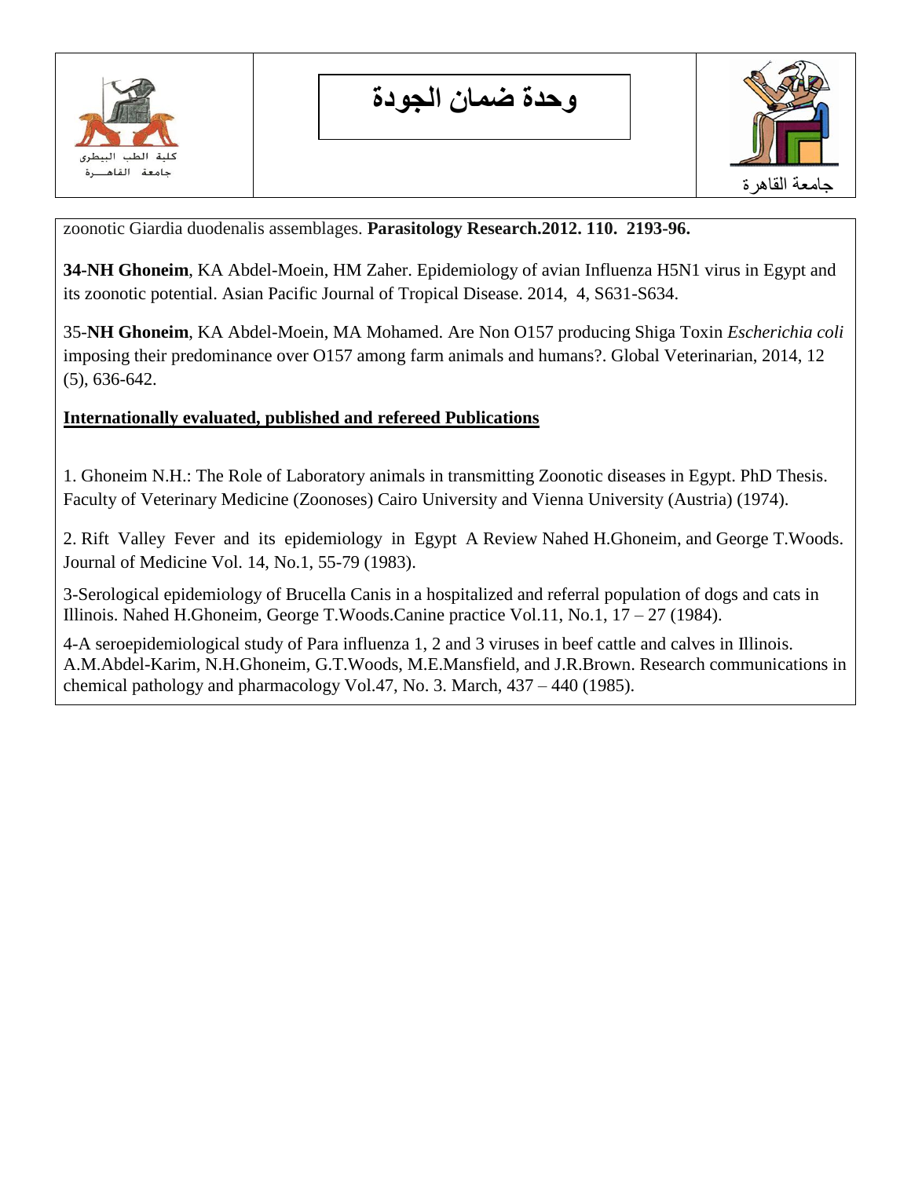zoonotic Giardia duodenalis assemblages. **Parasitology Research.2012. 110. 2193-96.**

**34-NH Ghoneim**, KA Abdel-Moein, HM Zaher. Epidemiology of avian Influenza H5N1 virus in Egypt and its zoonotic potential. Asian Pacific Journal of Tropical Disease. 2014, 4, S631-S634.

35-**NH Ghoneim**, KA Abdel-Moein, MA Mohamed. Are Non O157 producing Shiga Toxin *Escherichia coli* imposing their predominance over O157 among farm animals and humans?. Global Veterinarian, 2014, 12 (5), 636-642.

**<u>Internationally evaluated, published and refereed Publications</u>**

1. Ghoneim N.H.: The Role of Laboratory animals in transmitting Zoonotic diseases in Egypt. PhD Thesis. Faculty of Veterinary Medicine (Zoonoses) Cairo University and Vienna University (Austria) (1974).

2. Rift Valley Fever and its epidemiology in Egypt A Review Nahed H.Ghoneim, and George T.Woods. Journal of Medicine Vol. 14, No.1, 55-79 (1983).

3-Serological epidemiology of Brucella Canis in a hospitalized and referral population of dogs and cats in Illinois. Nahed H.Ghoneim, George T.Woods.Canine practice Vol.11, No.1, 17 – 27 (1984).

4-A seroepidemiological study of Para influenza 1, 2 and 3 viruses in beef cattle and calves in Illinois. A.M.Abdel-Karim, N.H.Ghoneim, G.T.Woods, M.E.Mansfield, and J.R.Brown. Research communications in chemical pathology and pharmacology Vol.47, No. 3. March, 437 – 440 (1985).